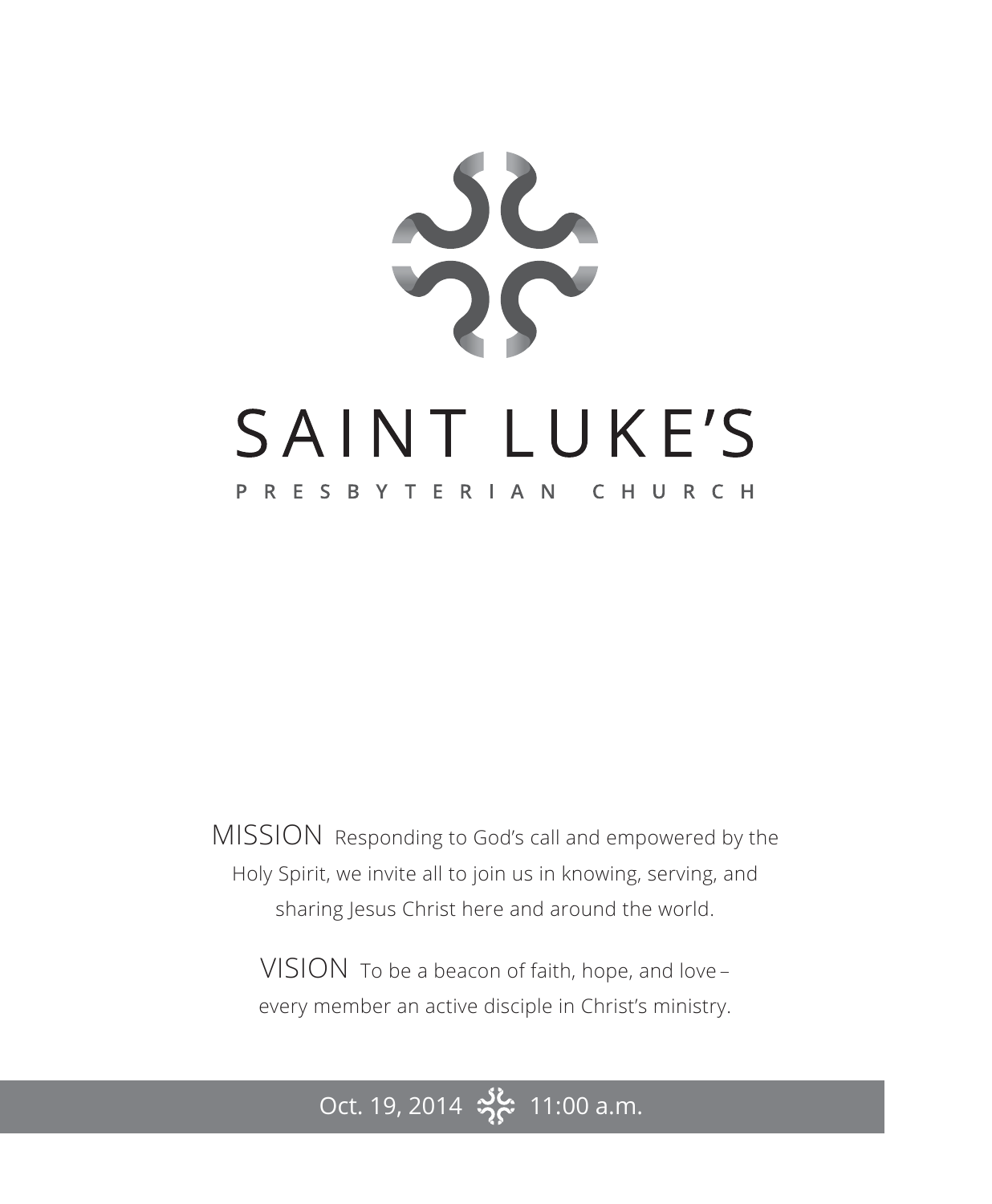# SAINT LUKE'S

## PRESBYTERIAN CHURCH

MISSION Responding to God's call and empowered by the Holy Spirit, we invite all to join us in knowing, serving, and sharing Jesus Christ here and around the world.

VISION To be a beacon of faith, hope, and love – every member an active disciple in Christ's ministry.

Oct. 19, 2014 11:00 a.m.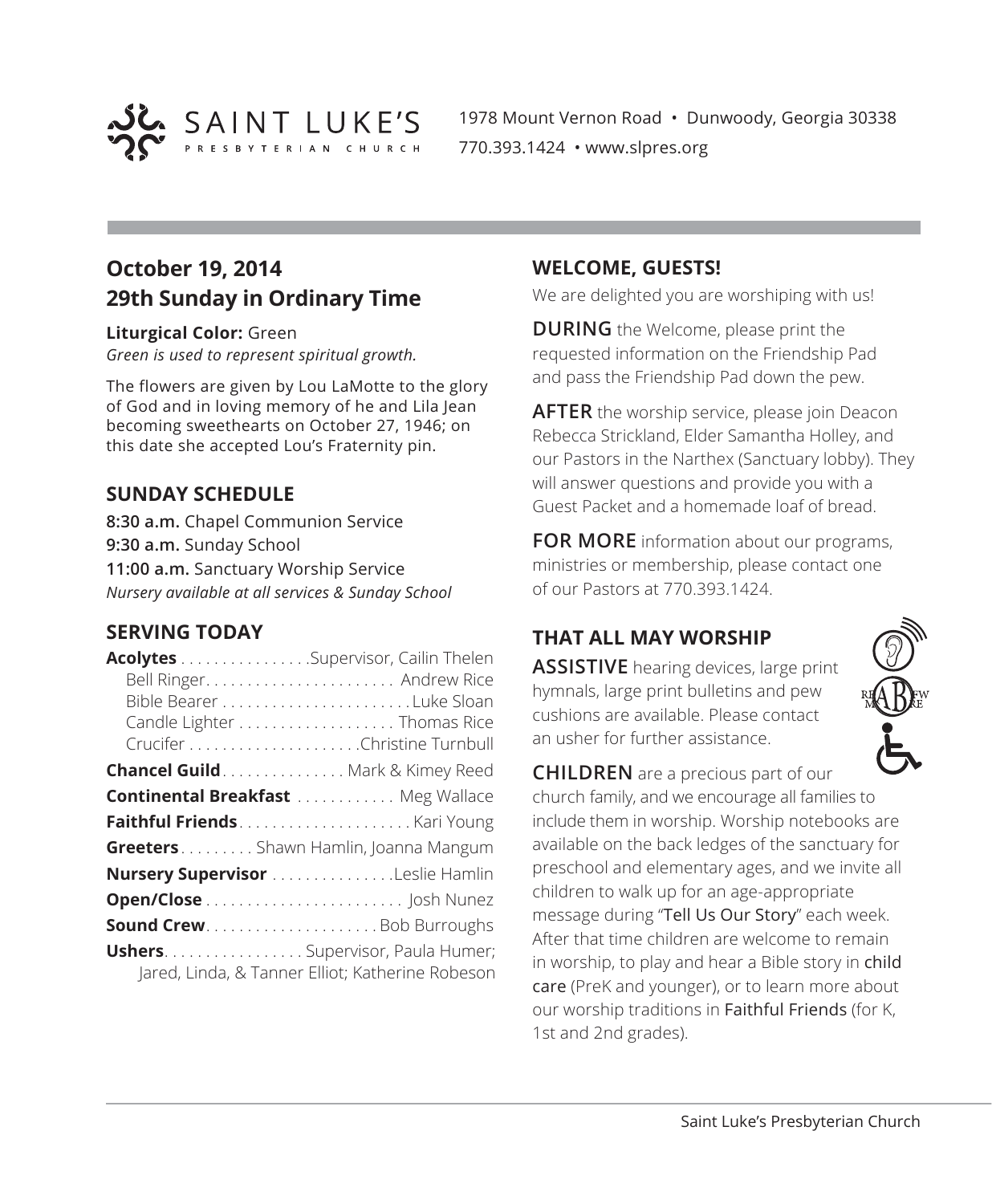**SAINT LUKE'S**
PRESBYTERIAN CHURCH

1978 Mount Vernon Road • Dunwoody, Georgia 30338
770.393.1424 • www.slpres.org

## October 19, 2014
## 29th Sunday in Ordinary Time

**Liturgical Color:** Green
*Green is used to represent spiritual growth.*

The flowers are given by Lou LaMotte to the glory of God and in loving memory of he and Lila Jean becoming sweethearts on October 27, 1946; on this date she accepted Lou's Fraternity pin.

### SUNDAY SCHEDULE

**8:30 a.m.** Chapel Communion Service
**9:30 a.m.** Sunday School
**11:00 a.m.** Sanctuary Worship Service
*Nursery available at all services & Sunday School*

### SERVING TODAY

**Acolytes** . . . . . . . . . . . . . . . .Supervisor, Cailin Thelen
Bell Ringer. . . . . . . . . . . . . . . . . . . . . . . Andrew Rice
Bible Bearer . . . . . . . . . . . . . . . . . . . . . . .Luke Sloan
Candle Lighter . . . . . . . . . . . . . . . . . . . Thomas Rice
Crucifer . . . . . . . . . . . . . . . . . . . . .Christine Turnbull

**Chancel Guild**. . . . . . . . . . . . . . . Mark & Kimey Reed
**Continental Breakfast** . . . . . . . . . . . . Meg Wallace
**Faithful Friends**. . . . . . . . . . . . . . . . . . . . . Kari Young
**Greeters**. . . . . . . . . Shawn Hamlin, Joanna Mangum
**Nursery Supervisor** . . . . . . . . . . . . . . .Leslie Hamlin
**Open/Close** . . . . . . . . . . . . . . . . . . . . . . . . Josh Nunez
**Sound Crew**. . . . . . . . . . . . . . . . . . . . . Bob Burroughs
**Ushers**. . . . . . . . . . . . . . . . . Supervisor, Paula Humer; Jared, Linda, & Tanner Elliot; Katherine Robeson

### WELCOME, GUESTS!

We are delighted you are worshiping with us!

**DURING** the Welcome, please print the requested information on the Friendship Pad and pass the Friendship Pad down the pew.

**AFTER** the worship service, please join Deacon Rebecca Strickland, Elder Samantha Holley, and our Pastors in the Narthex (Sanctuary lobby). They will answer questions and provide you with a Guest Packet and a homemade loaf of bread.

**FOR MORE** information about our programs, ministries or membership, please contact one of our Pastors at 770.393.1424.

### THAT ALL MAY WORSHIP

**ASSISTIVE** hearing devices, large print hymnals, large print bulletins and pew cushions are available. Please contact an usher for further assistance.

**CHILDREN** are a precious part of our church family, and we encourage all families to include them in worship. Worship notebooks are available on the back ledges of the sanctuary for preschool and elementary ages, and we invite all children to walk up for an age-appropriate message during "Tell Us Our Story" each week. After that time children are welcome to remain in worship, to play and hear a Bible story in child care (PreK and younger), or to learn more about our worship traditions in Faithful Friends (for K, 1st and 2nd grades).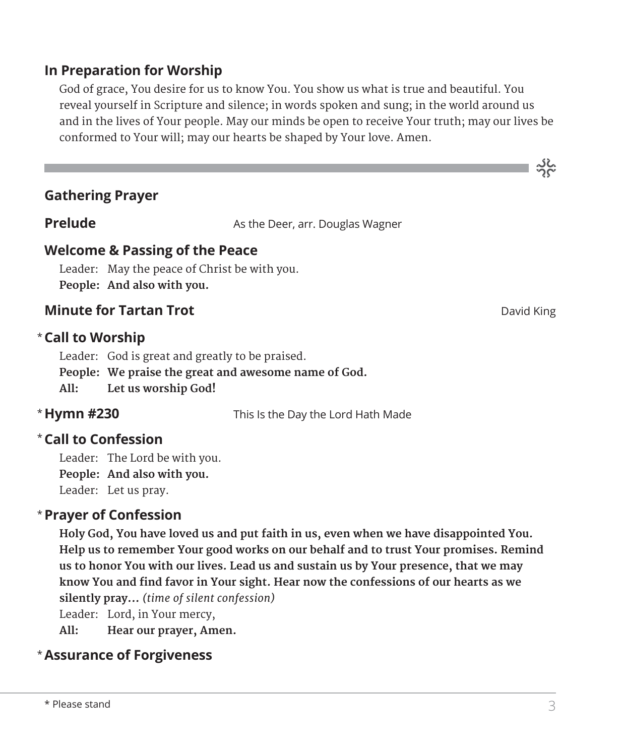## In Preparation for Worship

God of grace, You desire for us to know You. You show us what is true and beautiful. You reveal yourself in Scripture and silence; in words spoken and sung; in the world around us and in the lives of Your people. May our minds be open to receive Your truth; may our lives be conformed to Your will; may our hearts be shaped by Your love. Amen.

---

## Gathering Prayer

**Prelude** — As the Deer, arr. Douglas Wagner

## Welcome & Passing of the Peace

Leader: May the peace of Christ be with you.
**People: And also with you.**

## Minute for Tartan Trot — David King

## * Call to Worship

Leader: God is great and greatly to be praised.
**People: We praise the great and awesome name of God.**
**All: Let us worship God!**

**\* Hymn #230** — This Is the Day the Lord Hath Made

## * Call to Confession

Leader: The Lord be with you.
**People: And also with you.**
Leader: Let us pray.

## * Prayer of Confession

**Holy God, You have loved us and put faith in us, even when we have disappointed You. Help us to remember Your good works on our behalf and to trust Your promises. Remind us to honor You with our lives. Lead us and sustain us by Your presence, that we may know You and find favor in Your sight. Hear now the confessions of our hearts as we silently pray…** *(time of silent confession)*

Leader: Lord, in Your mercy,
**All: Hear our prayer, Amen.**

## * Assurance of Forgiveness

* Please stand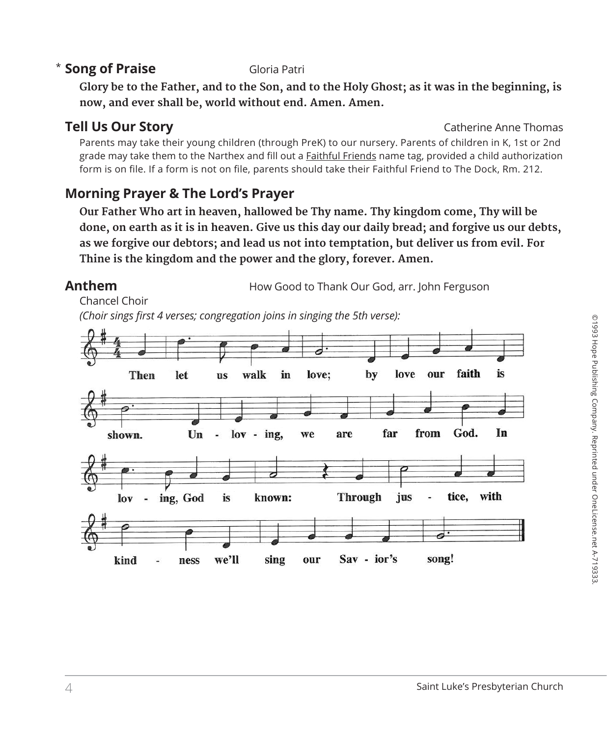## * Song of Praise — Gloria Patri

**Glory be to the Father, and to the Son, and to the Holy Ghost; as it was in the beginning, is now, and ever shall be, world without end. Amen. Amen.**

## Tell Us Our Story — Catherine Anne Thomas

Parents may take their young children (through PreK) to our nursery. Parents of children in K, 1st or 2nd grade may take them to the Narthex and fill out a Faithful Friends name tag, provided a child authorization form is on file. If a form is not on file, parents should take their Faithful Friend to The Dock, Rm. 212.

## Morning Prayer & The Lord's Prayer

**Our Father Who art in heaven, hallowed be Thy name. Thy kingdom come, Thy will be done, on earth as it is in heaven. Give us this day our daily bread; and forgive us our debts, as we forgive our debtors; and lead us not into temptation, but deliver us from evil. For Thine is the kingdom and the power and the glory, forever. Amen.**

## Anthem — How Good to Thank Our God, arr. John Ferguson

Chancel Choir

*(Choir sings first 4 verses; congregation joins in singing the 5th verse):*

Then let us walk in love; by love our faith is shown. Un - lov - ing, we are far from God. In lov - ing, God is known: Through jus - tice, with kind - ness we'll sing our Sav - ior's song!

©1993 Hope Publishing Company. Reprinted under OneLicense.net A-719333.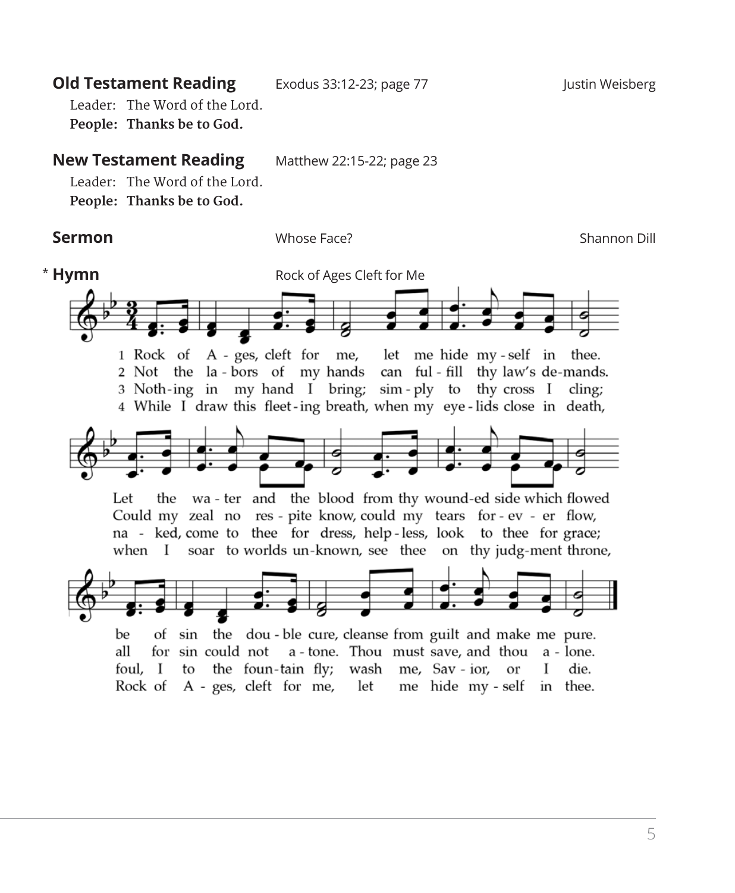**Old Testament Reading** Exodus 33:12-23; page 77 Justin Weisberg

Leader: The Word of the Lord.
**People: Thanks be to God.**

**New Testament Reading** Matthew 22:15-22; page 23

Leader: The Word of the Lord.
**People: Thanks be to God.**

**Sermon** Whose Face? Shannon Dill

\* **Hymn** Rock of Ages Cleft for Me

1 Rock of A - ges, cleft for me, let me hide my - self in thee.
Let the wa - ter and the blood from thy wound-ed side which flowed
be of sin the dou - ble cure, cleanse from guilt and make me pure.

2 Not the la - bors of my hands can ful - fill thy law's de-mands.
Could my zeal no res - pite know, could my tears for - ev - er flow,
all for sin could not a - tone. Thou must save, and thou a - lone.

3 Noth-ing in my hand I bring; sim - ply to thy cross I cling;
na - ked, come to thee for dress, help - less, look to thee for grace;
foul, I to the foun-tain fly; wash me, Sav - ior, or I die.

4 While I draw this fleet - ing breath, when my eye - lids close in death,
when I soar to worlds un-known, see thee on thy judg-ment throne,
Rock of A - ges, cleft for me, let me hide my - self in thee.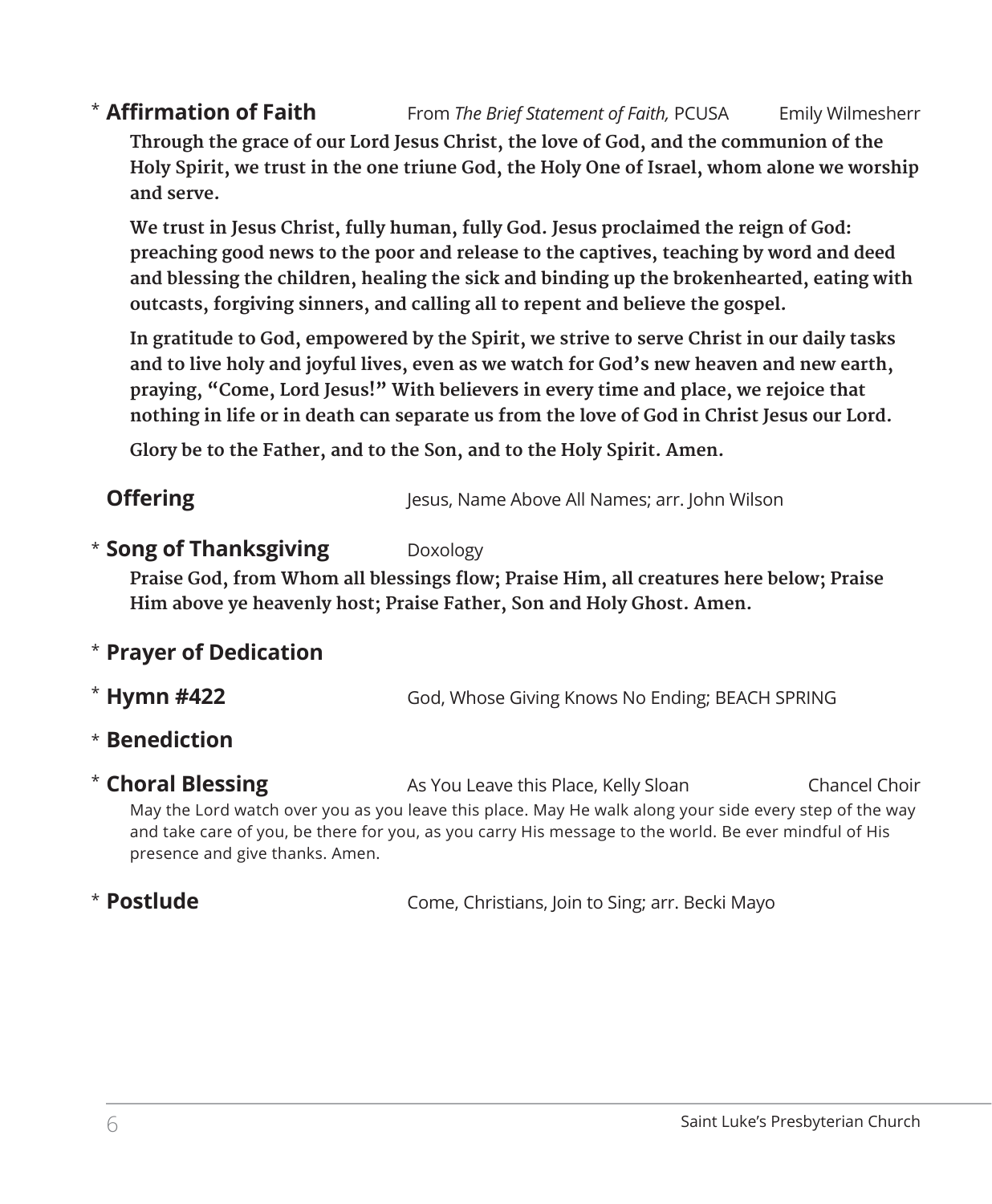\* **Affirmation of Faith** From *The Brief Statement of Faith,* PCUSA Emily Wilmesherr

**Through the grace of our Lord Jesus Christ, the love of God, and the communion of the Holy Spirit, we trust in the one triune God, the Holy One of Israel, whom alone we worship and serve.**

**We trust in Jesus Christ, fully human, fully God. Jesus proclaimed the reign of God: preaching good news to the poor and release to the captives, teaching by word and deed and blessing the children, healing the sick and binding up the brokenhearted, eating with outcasts, forgiving sinners, and calling all to repent and believe the gospel.**

**In gratitude to God, empowered by the Spirit, we strive to serve Christ in our daily tasks and to live holy and joyful lives, even as we watch for God's new heaven and new earth, praying, "Come, Lord Jesus!" With believers in every time and place, we rejoice that nothing in life or in death can separate us from the love of God in Christ Jesus our Lord.**

**Glory be to the Father, and to the Son, and to the Holy Spirit. Amen.**

**Offering** Jesus, Name Above All Names; arr. John Wilson

\* **Song of Thanksgiving** Doxology

**Praise God, from Whom all blessings flow; Praise Him, all creatures here below; Praise Him above ye heavenly host; Praise Father, Son and Holy Ghost. Amen.**

\* **Prayer of Dedication**

\* **Hymn #422** God, Whose Giving Knows No Ending; BEACH SPRING

\* **Benediction**

\* **Choral Blessing** As You Leave this Place, Kelly Sloan Chancel Choir

May the Lord watch over you as you leave this place. May He walk along your side every step of the way and take care of you, be there for you, as you carry His message to the world. Be ever mindful of His presence and give thanks. Amen.

\* **Postlude** Come, Christians, Join to Sing; arr. Becki Mayo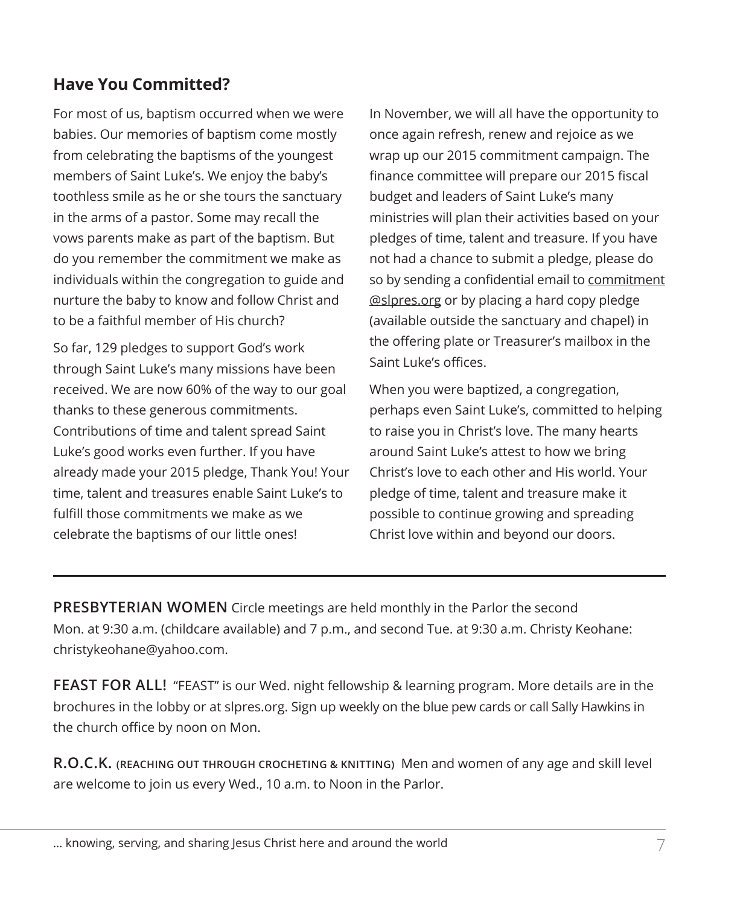## Have You Committed?

For most of us, baptism occurred when we were babies. Our memories of baptism come mostly from celebrating the baptisms of the youngest members of Saint Luke's. We enjoy the baby's toothless smile as he or she tours the sanctuary in the arms of a pastor. Some may recall the vows parents make as part of the baptism. But do you remember the commitment we make as individuals within the congregation to guide and nurture the baby to know and follow Christ and to be a faithful member of His church?

So far, 129 pledges to support God's work through Saint Luke's many missions have been received. We are now 60% of the way to our goal thanks to these generous commitments. Contributions of time and talent spread Saint Luke's good works even further. If you have already made your 2015 pledge, Thank You! Your time, talent and treasures enable Saint Luke's to fulfill those commitments we make as we celebrate the baptisms of our little ones!

In November, we will all have the opportunity to once again refresh, renew and rejoice as we wrap up our 2015 commitment campaign. The finance committee will prepare our 2015 fiscal budget and leaders of Saint Luke's many ministries will plan their activities based on your pledges of time, talent and treasure. If you have not had a chance to submit a pledge, please do so by sending a confidential email to commitment@slpres.org or by placing a hard copy pledge (available outside the sanctuary and chapel) in the offering plate or Treasurer's mailbox in the Saint Luke's offices.

When you were baptized, a congregation, perhaps even Saint Luke's, committed to helping to raise you in Christ's love. The many hearts around Saint Luke's attest to how we bring Christ's love to each other and His world. Your pledge of time, talent and treasure make it possible to continue growing and spreading Christ love within and beyond our doors.

---

**PRESBYTERIAN WOMEN** Circle meetings are held monthly in the Parlor the second Mon. at 9:30 a.m. (childcare available) and 7 p.m., and second Tue. at 9:30 a.m. Christy Keohane: christykeohane@yahoo.com.

**FEAST FOR ALL!** "FEAST" is our Wed. night fellowship & learning program. More details are in the brochures in the lobby or at slpres.org. Sign up weekly on the blue pew cards or call Sally Hawkins in the church office by noon on Mon.

**R.O.C.K. (REACHING OUT THROUGH CROCHETING & KNITTING)** Men and women of any age and skill level are welcome to join us every Wed., 10 a.m. to Noon in the Parlor.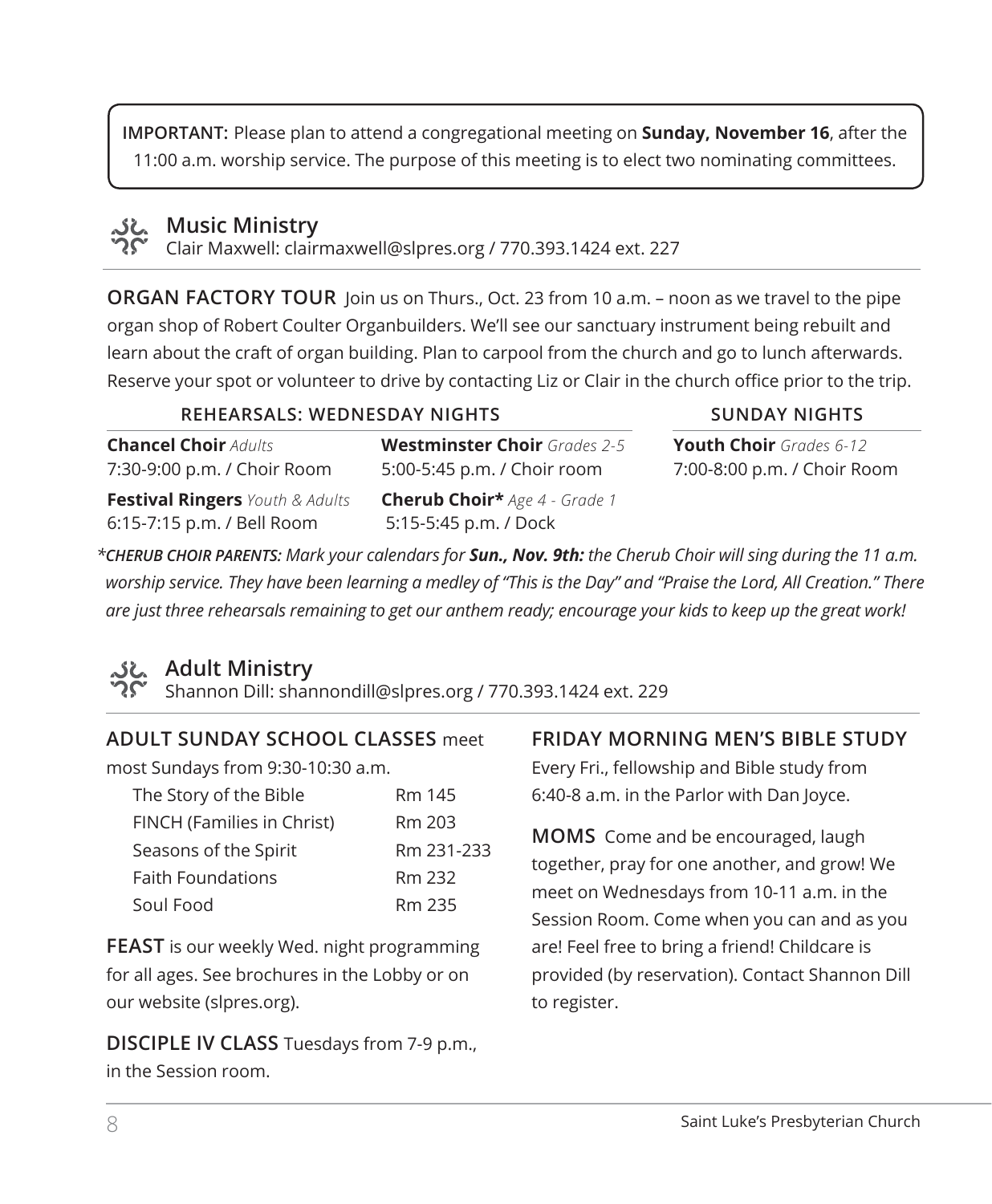**IMPORTANT:** Please plan to attend a congregational meeting on **Sunday, November 16**, after the 11:00 a.m. worship service. The purpose of this meeting is to elect two nominating committees.

## Music Ministry

Clair Maxwell: clairmaxwell@slpres.org / 770.393.1424 ext. 227

**ORGAN FACTORY TOUR** Join us on Thurs., Oct. 23 from 10 a.m. – noon as we travel to the pipe organ shop of Robert Coulter Organbuilders. We'll see our sanctuary instrument being rebuilt and learn about the craft of organ building. Plan to carpool from the church and go to lunch afterwards. Reserve your spot or volunteer to drive by contacting Liz or Clair in the church office prior to the trip.

| REHEARSALS: WEDNESDAY NIGHTS | | SUNDAY NIGHTS |
|---|---|---|
| **Chancel Choir** *Adults*<br>7:30-9:00 p.m. / Choir Room | **Westminster Choir** *Grades 2-5*<br>5:00-5:45 p.m. / Choir room | **Youth Choir** *Grades 6-12*<br>7:00-8:00 p.m. / Choir Room |
| **Festival Ringers** *Youth & Adults*<br>6:15-7:15 p.m. / Bell Room | **Cherub Choir*** *Age 4 - Grade 1*<br>5:15-5:45 p.m. / Dock | |

*\*CHERUB CHOIR PARENTS: Mark your calendars for **Sun., Nov. 9th:** the Cherub Choir will sing during the 11 a.m. worship service. They have been learning a medley of "This is the Day" and "Praise the Lord, All Creation." There are just three rehearsals remaining to get our anthem ready; encourage your kids to keep up the great work!*

## Adult Ministry

Shannon Dill: shannondill@slpres.org / 770.393.1424 ext. 229

**ADULT SUNDAY SCHOOL CLASSES** meet most Sundays from 9:30-10:30 a.m.

| | |
|---|---|
| The Story of the Bible | Rm 145 |
| FINCH (Families in Christ) | Rm 203 |
| Seasons of the Spirit | Rm 231-233 |
| Faith Foundations | Rm 232 |
| Soul Food | Rm 235 |

**FEAST** is our weekly Wed. night programming for all ages. See brochures in the Lobby or on our website (slpres.org).

**DISCIPLE IV CLASS** Tuesdays from 7-9 p.m., in the Session room.

**FRIDAY MORNING MEN'S BIBLE STUDY** Every Fri., fellowship and Bible study from 6:40-8 a.m. in the Parlor with Dan Joyce.

**MOMS** Come and be encouraged, laugh together, pray for one another, and grow! We meet on Wednesdays from 10-11 a.m. in the Session Room. Come when you can and as you are! Feel free to bring a friend! Childcare is provided (by reservation). Contact Shannon Dill to register.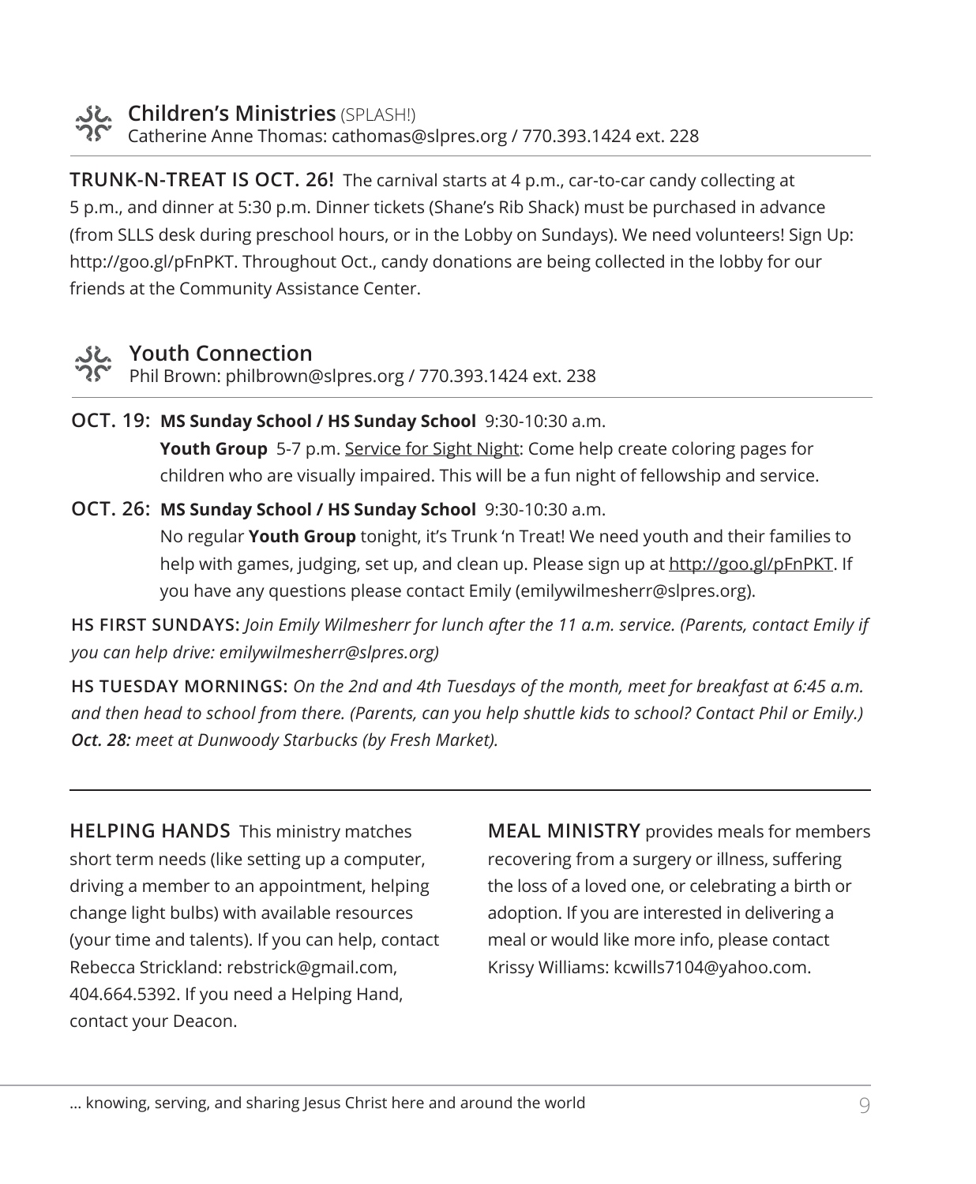## Children's Ministries (SPLASH!)

Catherine Anne Thomas: cathomas@slpres.org / 770.393.1424 ext. 228

**TRUNK-N-TREAT IS OCT. 26!** The carnival starts at 4 p.m., car-to-car candy collecting at 5 p.m., and dinner at 5:30 p.m. Dinner tickets (Shane's Rib Shack) must be purchased in advance (from SLLS desk during preschool hours, or in the Lobby on Sundays). We need volunteers! Sign Up: http://goo.gl/pFnPKT. Throughout Oct., candy donations are being collected in the lobby for our friends at the Community Assistance Center.

## Youth Connection

Phil Brown: philbrown@slpres.org / 770.393.1424 ext. 238

**OCT. 19:** **MS Sunday School / HS Sunday School** 9:30-10:30 a.m.
**Youth Group** 5-7 p.m. Service for Sight Night: Come help create coloring pages for children who are visually impaired. This will be a fun night of fellowship and service.

**OCT. 26:** **MS Sunday School / HS Sunday School** 9:30-10:30 a.m.
No regular **Youth Group** tonight, it's Trunk 'n Treat! We need youth and their families to help with games, judging, set up, and clean up. Please sign up at http://goo.gl/pFnPKT. If you have any questions please contact Emily (emilywilmesherr@slpres.org).

**HS FIRST SUNDAYS:** *Join Emily Wilmesherr for lunch after the 11 a.m. service. (Parents, contact Emily if you can help drive: emilywilmesherr@slpres.org)*

**HS TUESDAY MORNINGS:** *On the 2nd and 4th Tuesdays of the month, meet for breakfast at 6:45 a.m. and then head to school from there. (Parents, can you help shuttle kids to school? Contact Phil or Emily.)* ***Oct. 28:*** *meet at Dunwoody Starbucks (by Fresh Market).*

---

**HELPING HANDS** This ministry matches short term needs (like setting up a computer, driving a member to an appointment, helping change light bulbs) with available resources (your time and talents). If you can help, contact Rebecca Strickland: rebstrick@gmail.com, 404.664.5392. If you need a Helping Hand, contact your Deacon.

**MEAL MINISTRY** provides meals for members recovering from a surgery or illness, suffering the loss of a loved one, or celebrating a birth or adoption. If you are interested in delivering a meal or would like more info, please contact Krissy Williams: kcwills7104@yahoo.com.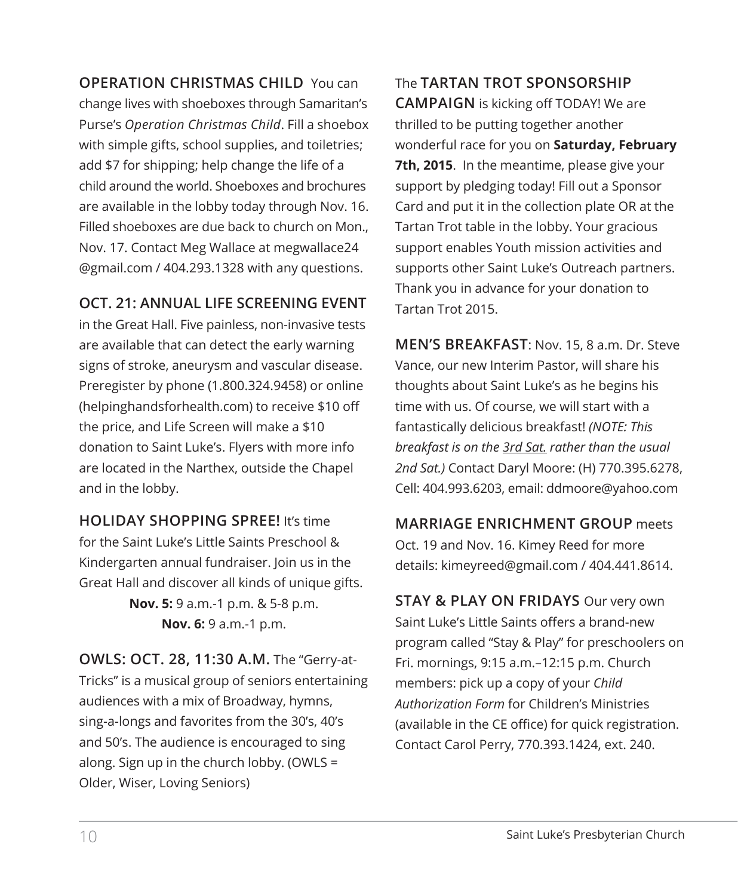**OPERATION CHRISTMAS CHILD** You can change lives with shoeboxes through Samaritan's Purse's *Operation Christmas Child*. Fill a shoebox with simple gifts, school supplies, and toiletries; add $7 for shipping; help change the life of a child around the world. Shoeboxes and brochures are available in the lobby today through Nov. 16. Filled shoeboxes are due back to church on Mon., Nov. 17. Contact Meg Wallace at megwallace24 @gmail.com / 404.293.1328 with any questions.

**OCT. 21: ANNUAL LIFE SCREENING EVENT** in the Great Hall. Five painless, non-invasive tests are available that can detect the early warning signs of stroke, aneurysm and vascular disease. Preregister by phone (1.800.324.9458) or online (helpinghandsforhealth.com) to receive $10 off the price, and Life Screen will make a $10 donation to Saint Luke's. Flyers with more info are located in the Narthex, outside the Chapel and in the lobby.

**HOLIDAY SHOPPING SPREE!** It's time for the Saint Luke's Little Saints Preschool & Kindergarten annual fundraiser. Join us in the Great Hall and discover all kinds of unique gifts.

**Nov. 5:** 9 a.m.-1 p.m. & 5-8 p.m.
**Nov. 6:** 9 a.m.-1 p.m.

**OWLS: OCT. 28, 11:30 A.M.** The "Gerry-at-Tricks" is a musical group of seniors entertaining audiences with a mix of Broadway, hymns, sing-a-longs and favorites from the 30's, 40's and 50's. The audience is encouraged to sing along. Sign up in the church lobby. (OWLS = Older, Wiser, Loving Seniors)

The **TARTAN TROT SPONSORSHIP CAMPAIGN** is kicking off TODAY! We are thrilled to be putting together another wonderful race for you on **Saturday, February 7th, 2015**. In the meantime, please give your support by pledging today! Fill out a Sponsor Card and put it in the collection plate OR at the Tartan Trot table in the lobby. Your gracious support enables Youth mission activities and supports other Saint Luke's Outreach partners. Thank you in advance for your donation to Tartan Trot 2015.

**MEN'S BREAKFAST**: Nov. 15, 8 a.m. Dr. Steve Vance, our new Interim Pastor, will share his thoughts about Saint Luke's as he begins his time with us. Of course, we will start with a fantastically delicious breakfast! *(NOTE: This breakfast is on the 3rd Sat. rather than the usual 2nd Sat.)* Contact Daryl Moore: (H) 770.395.6278, Cell: 404.993.6203, email: ddmoore@yahoo.com

**MARRIAGE ENRICHMENT GROUP** meets Oct. 19 and Nov. 16. Kimey Reed for more details: kimeyreed@gmail.com / 404.441.8614.

**STAY & PLAY ON FRIDAYS** Our very own Saint Luke's Little Saints offers a brand-new program called "Stay & Play" for preschoolers on Fri. mornings, 9:15 a.m.–12:15 p.m. Church members: pick up a copy of your *Child Authorization Form* for Children's Ministries (available in the CE office) for quick registration. Contact Carol Perry, 770.393.1424, ext. 240.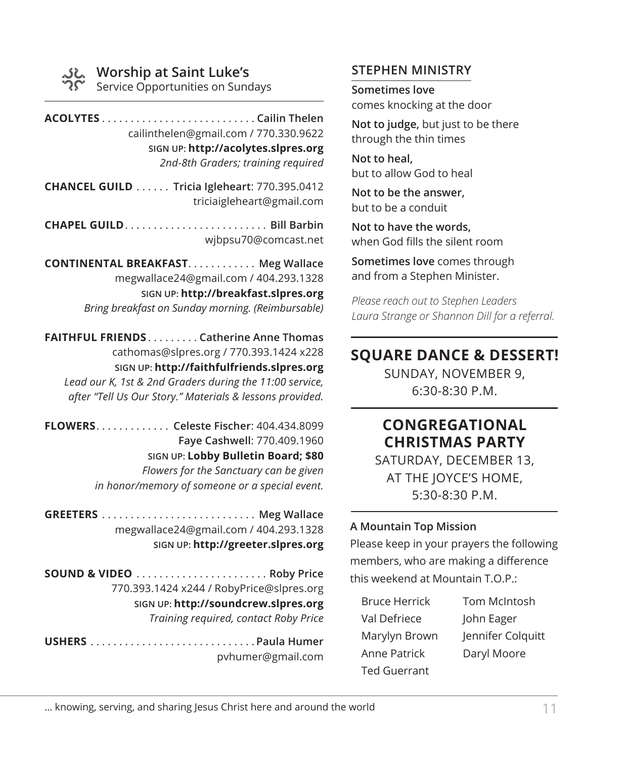## Worship at Saint Luke's

Service Opportunities on Sundays

**ACOLYTES** . . . . . . . . . . . . . . . . . . . . . . . . . . . **Cailin Thelen**
cailinthelen@gmail.com / 770.330.9622
SIGN UP: **http://acolytes.slpres.org**
*2nd-8th Graders; training required*

**CHANCEL GUILD** . . . . . . **Tricia Igleheart**: 770.395.0412
triciaigleheart@gmail.com

**CHAPEL GUILD** . . . . . . . . . . . . . . . . . . . . . . . . . **Bill Barbin**
wjbpsu70@comcast.net

**CONTINENTAL BREAKFAST** . . . . . . . . . . . . **Meg Wallace**
megwallace24@gmail.com / 404.293.1328
SIGN UP: **http://breakfast.slpres.org**
*Bring breakfast on Sunday morning. (Reimbursable)*

**FAITHFUL FRIENDS** . . . . . . . . . **Catherine Anne Thomas**
cathomas@slpres.org / 770.393.1424 x228
SIGN UP: **http://faithfulfriends.slpres.org**
*Lead our K, 1st & 2nd Graders during the 11:00 service, after "Tell Us Our Story." Materials & lessons provided.*

**FLOWERS** . . . . . . . . . . . . . **Celeste Fischer**: 404.434.8099
**Faye Cashwell**: 770.409.1960
SIGN UP: **Lobby Bulletin Board; $80**
*Flowers for the Sanctuary can be given in honor/memory of someone or a special event.*

**GREETERS** . . . . . . . . . . . . . . . . . . . . . . . . . . . **Meg Wallace**
megwallace24@gmail.com / 404.293.1328
SIGN UP: **http://greeter.slpres.org**

**SOUND & VIDEO** . . . . . . . . . . . . . . . . . . . . . . . **Roby Price**
770.393.1424 x244 / RobyPrice@slpres.org
SIGN UP: **http://soundcrew.slpres.org**
*Training required, contact Roby Price*

**USHERS** . . . . . . . . . . . . . . . . . . . . . . . . . . . . . **Paula Humer**
pvhumer@gmail.com

## STEPHEN MINISTRY

**Sometimes love**
comes knocking at the door

**Not to judge,** but just to be there
through the thin times

**Not to heal,**
but to allow God to heal

**Not to be the answer,**
but to be a conduit

**Not to have the words,**
when God fills the silent room

**Sometimes love** comes through
and from a Stephen Minister.

*Please reach out to Stephen Leaders Laura Strange or Shannon Dill for a referral.*

## SQUARE DANCE & DESSERT!

SUNDAY, NOVEMBER 9,
6:30-8:30 P.M.

## CONGREGATIONAL CHRISTMAS PARTY

SATURDAY, DECEMBER 13,
AT THE JOYCE'S HOME,
5:30-8:30 P.M.

**A Mountain Top Mission**

Please keep in your prayers the following members, who are making a difference this weekend at Mountain T.O.P.:

- Bruce Herrick
- Val Defriece
- Marylyn Brown
- Anne Patrick
- Ted Guerrant
- Tom McIntosh
- John Eager
- Jennifer Colquitt
- Daryl Moore

… knowing, serving, and sharing Jesus Christ here and around the world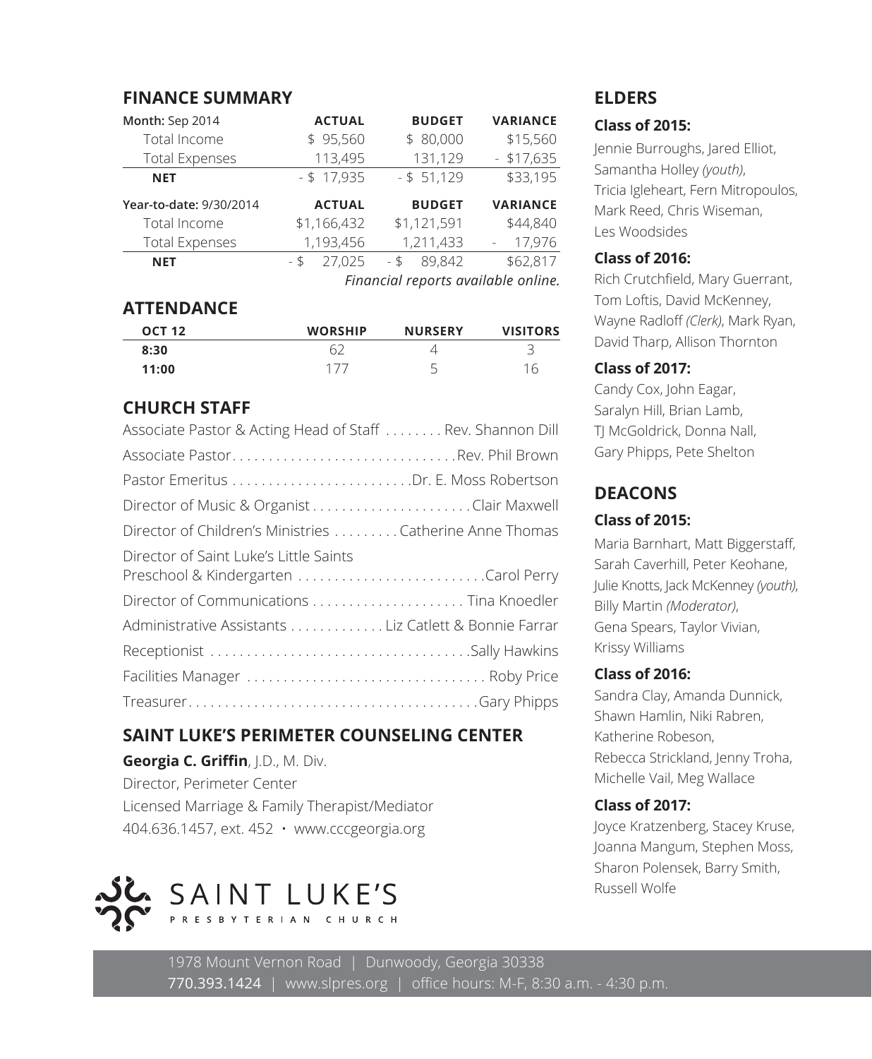## FINANCE SUMMARY

| Month: Sep 2014 | ACTUAL | BUDGET | VARIANCE |
|---|---|---|---|
| Total Income | $ 95,560 | $ 80,000 | $15,560 |
| Total Expenses | 113,495 | 131,129 | - $17,635 |
| **NET** | - $ 17,935 | - $ 51,129 | $33,195 |

| Year-to-date: 9/30/2014 | ACTUAL | BUDGET | VARIANCE |
|---|---|---|---|
| Total Income | $1,166,432 | $1,121,591 | $44,840 |
| Total Expenses | 1,193,456 | 1,211,433 | - 17,976 |
| **NET** | - $ 27,025 | - $ 89,842 | $62,817 |

*Financial reports available online.*

## ATTENDANCE

| OCT 12 | WORSHIP | NURSERY | VISITORS |
|---|---|---|---|
| **8:30** | 62 | 4 | 3 |
| **11:00** | 177 | 5 | 16 |

## CHURCH STAFF

Associate Pastor & Acting Head of Staff . . . . . . . . Rev. Shannon Dill

Associate Pastor . . . . . . . . . . . . . . . . . . . . . . . . . . . . . . Rev. Phil Brown

Pastor Emeritus . . . . . . . . . . . . . . . . . . . . . . . . Dr. E. Moss Robertson

Director of Music & Organist . . . . . . . . . . . . . . . . . . . . . . Clair Maxwell

Director of Children's Ministries . . . . . . . . . Catherine Anne Thomas

Director of Saint Luke's Little Saints Preschool & Kindergarten . . . . . . . . . . . . . . . . . . . . . . . . . Carol Perry

Director of Communications . . . . . . . . . . . . . . . . . . . . . Tina Knoedler

Administrative Assistants . . . . . . . . . . . . . Liz Catlett & Bonnie Farrar

Receptionist . . . . . . . . . . . . . . . . . . . . . . . . . . . . . . . . . . . Sally Hawkins

Facilities Manager . . . . . . . . . . . . . . . . . . . . . . . . . . . . . . . . Roby Price

Treasurer . . . . . . . . . . . . . . . . . . . . . . . . . . . . . . . . . . . . . . . Gary Phipps

## SAINT LUKE'S PERIMETER COUNSELING CENTER

**Georgia C. Griffin**, J.D., M. Div.
Director, Perimeter Center
Licensed Marriage & Family Therapist/Mediator
404.636.1457, ext. 452 • www.cccgeorgia.org

## ELDERS

### Class of 2015:

Jennie Burroughs, Jared Elliot, Samantha Holley *(youth)*, Tricia Igleheart, Fern Mitropoulos, Mark Reed, Chris Wiseman, Les Woodsides

### Class of 2016:

Rich Crutchfield, Mary Guerrant, Tom Loftis, David McKenney, Wayne Radloff *(Clerk)*, Mark Ryan, David Tharp, Allison Thornton

### Class of 2017:

Candy Cox, John Eagar, Saralyn Hill, Brian Lamb, TJ McGoldrick, Donna Nall, Gary Phipps, Pete Shelton

## DEACONS

### Class of 2015:

Maria Barnhart, Matt Biggerstaff, Sarah Caverhill, Peter Keohane, Julie Knotts, Jack McKenney *(youth)*, Billy Martin *(Moderator)*, Gena Spears, Taylor Vivian, Krissy Williams

### Class of 2016:

Sandra Clay, Amanda Dunnick, Shawn Hamlin, Niki Rabren, Katherine Robeson, Rebecca Strickland, Jenny Troha, Michelle Vail, Meg Wallace

### Class of 2017:

Joyce Kratzenberg, Stacey Kruse, Joanna Mangum, Stephen Moss, Sharon Polensek, Barry Smith, Russell Wolfe

SAINT LUKE'S
PRESBYTERIAN CHURCH

1978 Mount Vernon Road | Dunwoody, Georgia 30338
770.393.1424 | www.slpres.org | office hours: M-F, 8:30 a.m. - 4:30 p.m.